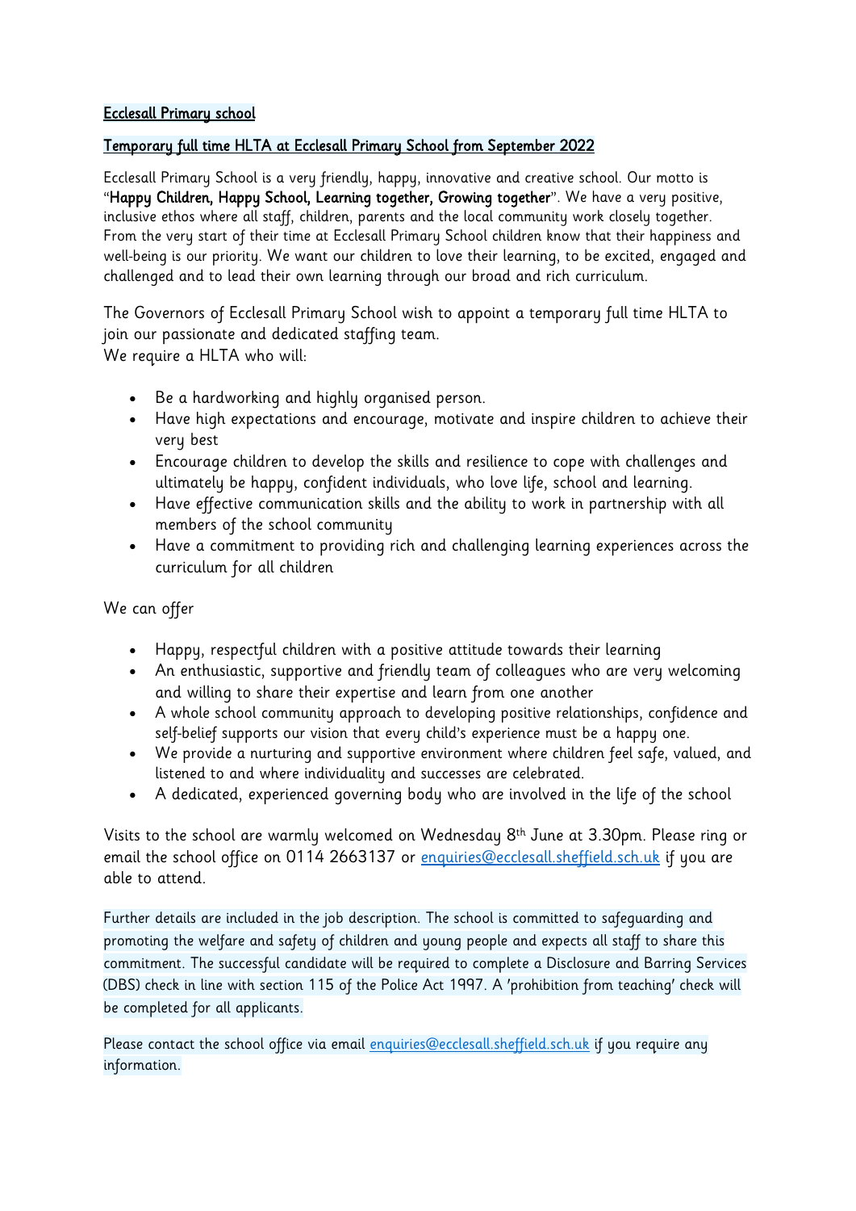**Ecclesall Primary school**

**Temporary full time HLTA at Ecclesall Primary School from September 2022**

Ecclesall Primary School is a very friendly, happy, innovative and creative school. Our motto is "**Happy Children, Happy School, Learning together, Growing together**". We have a very positive, inclusive ethos where all staff, children, parents and the local community work closely together. From the very start of their time at Ecclesall Primary School children know that their happiness and well-being is our priority. We want our children to love their learning, to be excited, engaged and challenged and to lead their own learning through our broad and rich curriculum.

The Governors of Ecclesall Primary School wish to appoint a temporary full time HLTA to join our passionate and dedicated staffing team.
We require a HLTA who will:

- Be a hardworking and highly organised person.
- Have high expectations and encourage, motivate and inspire children to achieve their very best
- Encourage children to develop the skills and resilience to cope with challenges and ultimately be happy, confident individuals, who love life, school and learning.
- Have effective communication skills and the ability to work in partnership with all members of the school community
- Have a commitment to providing rich and challenging learning experiences across the curriculum for all children

We can offer

- Happy, respectful children with a positive attitude towards their learning
- An enthusiastic, supportive and friendly team of colleagues who are very welcoming and willing to share their expertise and learn from one another
- A whole school community approach to developing positive relationships, confidence and self-belief supports our vision that every child's experience must be a happy one.
- We provide a nurturing and supportive environment where children feel safe, valued, and listened to and where individuality and successes are celebrated.
- A dedicated, experienced governing body who are involved in the life of the school

Visits to the school are warmly welcomed on Wednesday 8th June at 3.30pm. Please ring or email the school office on 0114 2663137 or enquiries@ecclesall.sheffield.sch.uk if you are able to attend.

Further details are included in the job description. The school is committed to safeguarding and promoting the welfare and safety of children and young people and expects all staff to share this commitment. The successful candidate will be required to complete a Disclosure and Barring Services (DBS) check in line with section 115 of the Police Act 1997. A 'prohibition from teaching' check will be completed for all applicants.

Please contact the school office via email enquiries@ecclesall.sheffield.sch.uk if you require any information.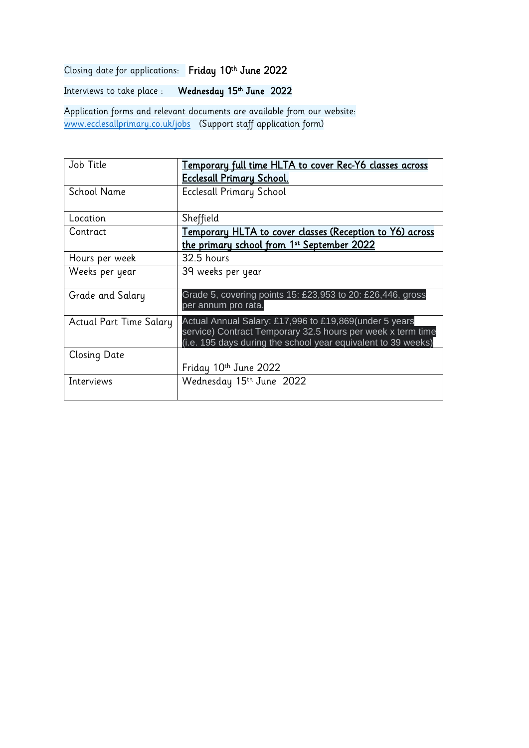Closing date for applications: **Friday 10th June 2022**

Interviews to take place : **Wednesday 15th June 2022**

Application forms and relevant documents are available from our website: [www.ecclesallprimary.co.uk/jobs](www.ecclesallprimary.co.uk/jobs) (Support staff application form)

| | |
|---|---|
| Job Title | **Temporary full time HLTA to cover Rec-Y6 classes across Ecclesall Primary School.** |
| School Name | Ecclesall Primary School |
| Location | Sheffield |
| Contract | **Temporary HLTA to cover classes (Reception to Y6) across the primary school from 1st September 2022** |
| Hours per week | 32.5 hours |
| Weeks per year | 39 weeks per year |
| Grade and Salary | Grade 5, covering points 15: £23,953 to 20: £26,446, gross per annum pro rata. |
| Actual Part Time Salary | Actual Annual Salary: £17,996 to £19,869(under 5 years service) Contract Temporary 32.5 hours per week x term time (i.e. 195 days during the school year equivalent to 39 weeks) |
| Closing Date | Friday 10th June 2022 |
| Interviews | Wednesday 15th June 2022 |